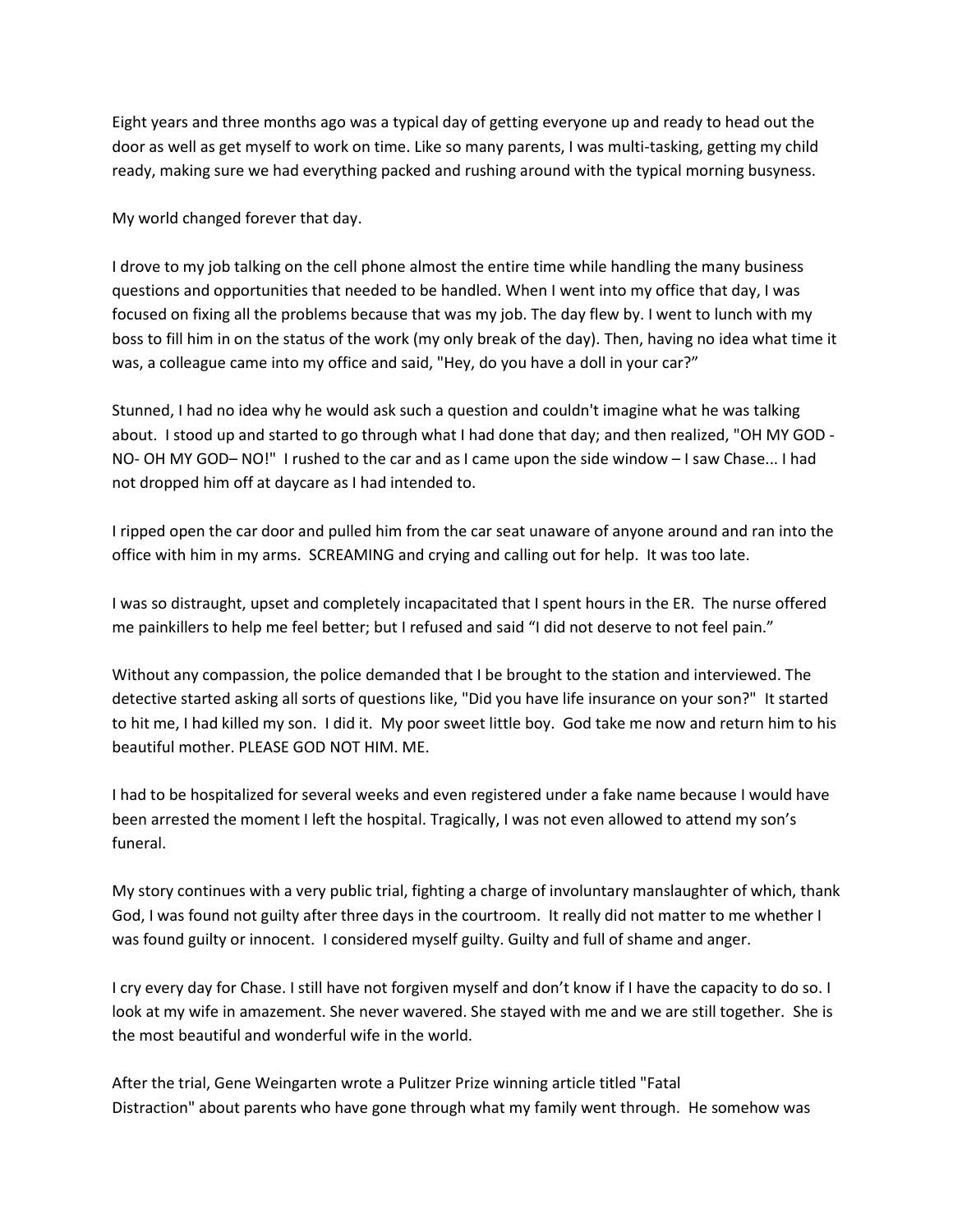Eight years and three months ago was a typical day of getting everyone up and ready to head out the door as well as get myself to work on time. Like so many parents, I was multi-tasking, getting my child ready, making sure we had everything packed and rushing around with the typical morning busyness.

My world changed forever that day.

I drove to my job talking on the cell phone almost the entire time while handling the many business questions and opportunities that needed to be handled. When I went into my office that day, I was focused on fixing all the problems because that was my job. The day flew by. I went to lunch with my boss to fill him in on the status of the work (my only break of the day). Then, having no idea what time it was, a colleague came into my office and said, "Hey, do you have a doll in your car?"

Stunned, I had no idea why he would ask such a question and couldn't imagine what he was talking about. I stood up and started to go through what I had done that day; and then realized, "OH MY GOD - NO- OH MY GOD– NO!" I rushed to the car and as I came upon the side window – I saw Chase... I had not dropped him off at daycare as I had intended to.

I ripped open the car door and pulled him from the car seat unaware of anyone around and ran into the office with him in my arms. SCREAMING and crying and calling out for help. It was too late.

I was so distraught, upset and completely incapacitated that I spent hours in the ER. The nurse offered me painkillers to help me feel better; but I refused and said "I did not deserve to not feel pain."

Without any compassion, the police demanded that I be brought to the station and interviewed. The detective started asking all sorts of questions like, "Did you have life insurance on your son?" It started to hit me, I had killed my son. I did it. My poor sweet little boy. God take me now and return him to his beautiful mother. PLEASE GOD NOT HIM. ME.

I had to be hospitalized for several weeks and even registered under a fake name because I would have been arrested the moment I left the hospital. Tragically, I was not even allowed to attend my son's funeral.

My story continues with a very public trial, fighting a charge of involuntary manslaughter of which, thank God, I was found not guilty after three days in the courtroom. It really did not matter to me whether I was found guilty or innocent. I considered myself guilty. Guilty and full of shame and anger.

I cry every day for Chase. I still have not forgiven myself and don't know if I have the capacity to do so. I look at my wife in amazement. She never wavered. She stayed with me and we are still together. She is the most beautiful and wonderful wife in the world.

After the trial, Gene Weingarten wrote a Pulitzer Prize winning article titled "Fatal Distraction" about parents who have gone through what my family went through. He somehow was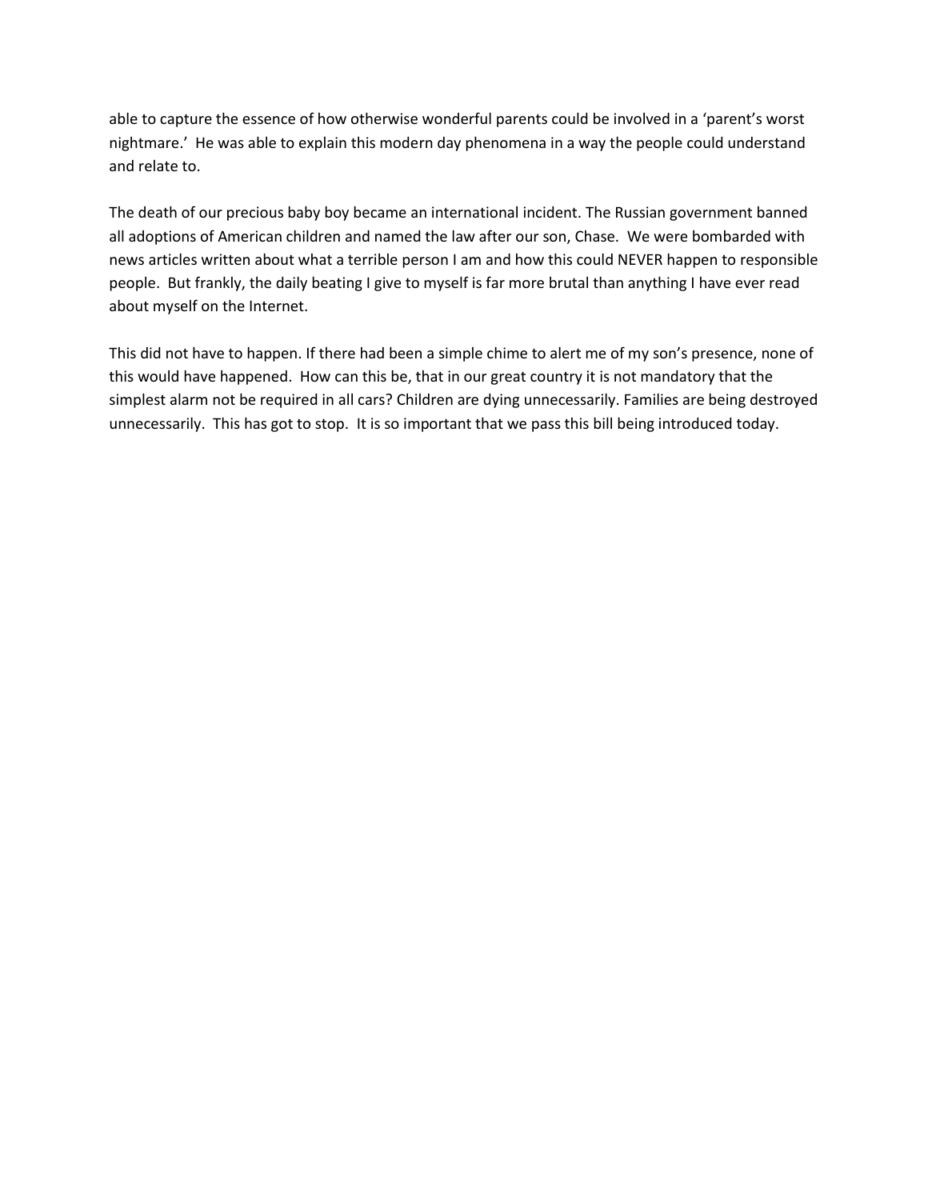able to capture the essence of how otherwise wonderful parents could be involved in a 'parent's worst nightmare.' He was able to explain this modern day phenomena in a way the people could understand and relate to.

The death of our precious baby boy became an international incident. The Russian government banned all adoptions of American children and named the law after our son, Chase. We were bombarded with news articles written about what a terrible person I am and how this could NEVER happen to responsible people. But frankly, the daily beating I give to myself is far more brutal than anything I have ever read about myself on the Internet.

This did not have to happen. If there had been a simple chime to alert me of my son's presence, none of this would have happened. How can this be, that in our great country it is not mandatory that the simplest alarm not be required in all cars? Children are dying unnecessarily. Families are being destroyed unnecessarily. This has got to stop. It is so important that we pass this bill being introduced today.